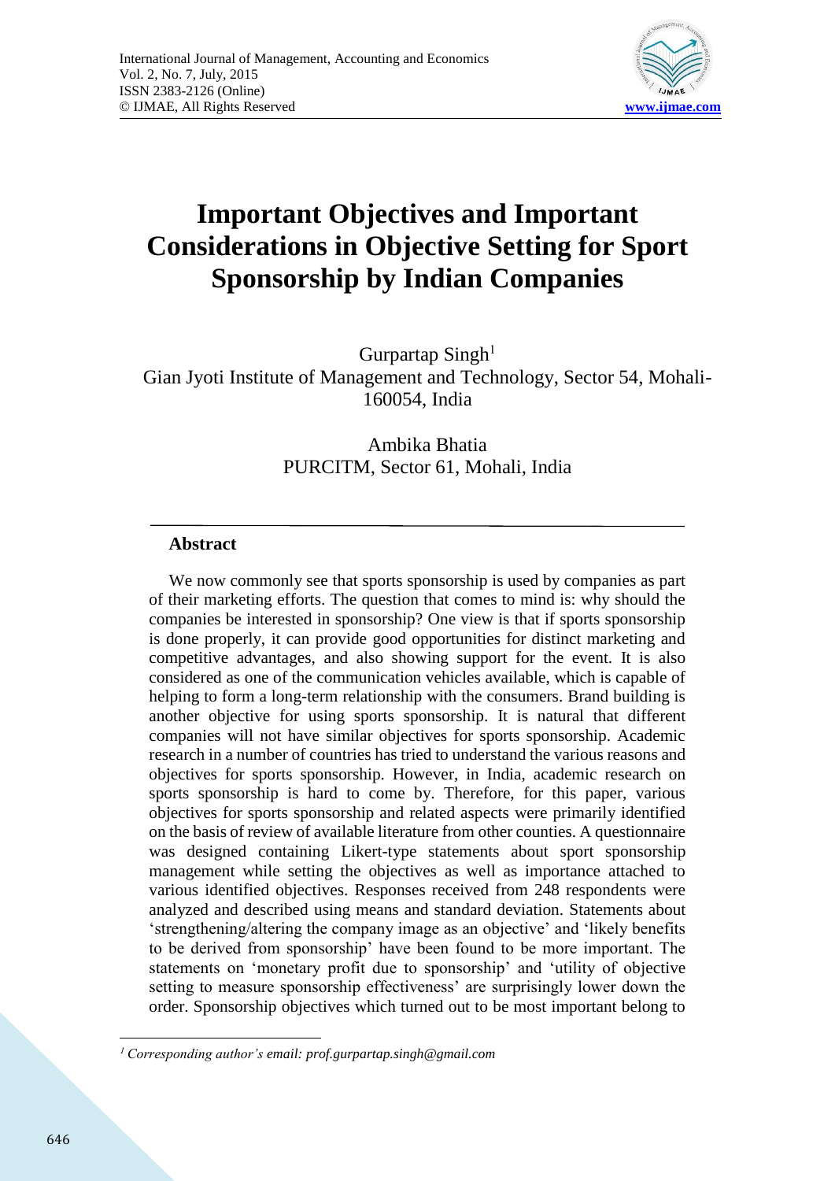# Important Objectives and Important Considerations in Objective Setting for Sport Sponsorship by Indian Companies

Gurpartap Singh[1]
Gian Jyoti Institute of Management and Technology, Sector 54, Mohali-160054, India

Ambika Bhatia
PURCITM, Sector 61, Mohali, India

## Abstract

We now commonly see that sports sponsorship is used by companies as part of their marketing efforts. The question that comes to mind is: why should the companies be interested in sponsorship? One view is that if sports sponsorship is done properly, it can provide good opportunities for distinct marketing and competitive advantages, and also showing support for the event. It is also considered as one of the communication vehicles available, which is capable of helping to form a long-term relationship with the consumers. Brand building is another objective for using sports sponsorship. It is natural that different companies will not have similar objectives for sports sponsorship. Academic research in a number of countries has tried to understand the various reasons and objectives for sports sponsorship. However, in India, academic research on sports sponsorship is hard to come by. Therefore, for this paper, various objectives for sports sponsorship and related aspects were primarily identified on the basis of review of available literature from other counties. A questionnaire was designed containing Likert-type statements about sport sponsorship management while setting the objectives as well as importance attached to various identified objectives. Responses received from 248 respondents were analyzed and described using means and standard deviation. Statements about 'strengthening/altering the company image as an objective' and 'likely benefits to be derived from sponsorship' have been found to be more important. The statements on 'monetary profit due to sponsorship' and 'utility of objective setting to measure sponsorship effectiveness' are surprisingly lower down the order. Sponsorship objectives which turned out to be most important belong to

[1] *Corresponding author's email: prof.gurpartap.singh@gmail.com*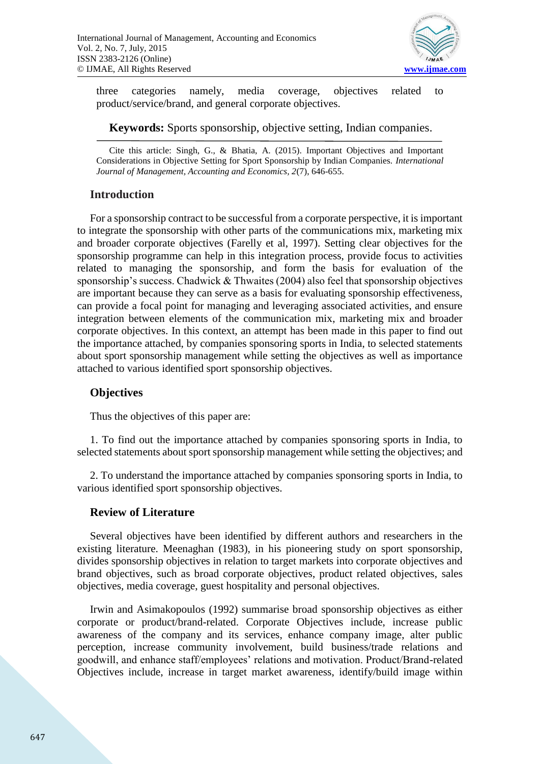three categories namely, media coverage, objectives related to product/service/brand, and general corporate objectives.

**Keywords:** Sports sponsorship, objective setting, Indian companies.

Cite this article: Singh, G., & Bhatia, A. (2015). Important Objectives and Important Considerations in Objective Setting for Sport Sponsorship by Indian Companies. *International Journal of Management, Accounting and Economics, 2*(7), 646-655.

## Introduction

For a sponsorship contract to be successful from a corporate perspective, it is important to integrate the sponsorship with other parts of the communications mix, marketing mix and broader corporate objectives (Farelly et al, 1997). Setting clear objectives for the sponsorship programme can help in this integration process, provide focus to activities related to managing the sponsorship, and form the basis for evaluation of the sponsorship's success. Chadwick & Thwaites (2004) also feel that sponsorship objectives are important because they can serve as a basis for evaluating sponsorship effectiveness, can provide a focal point for managing and leveraging associated activities, and ensure integration between elements of the communication mix, marketing mix and broader corporate objectives. In this context, an attempt has been made in this paper to find out the importance attached, by companies sponsoring sports in India, to selected statements about sport sponsorship management while setting the objectives as well as importance attached to various identified sport sponsorship objectives.

## Objectives

Thus the objectives of this paper are:

1. To find out the importance attached by companies sponsoring sports in India, to selected statements about sport sponsorship management while setting the objectives; and

2. To understand the importance attached by companies sponsoring sports in India, to various identified sport sponsorship objectives.

## Review of Literature

Several objectives have been identified by different authors and researchers in the existing literature. Meenaghan (1983), in his pioneering study on sport sponsorship, divides sponsorship objectives in relation to target markets into corporate objectives and brand objectives, such as broad corporate objectives, product related objectives, sales objectives, media coverage, guest hospitality and personal objectives.

Irwin and Asimakopoulos (1992) summarise broad sponsorship objectives as either corporate or product/brand-related. Corporate Objectives include, increase public awareness of the company and its services, enhance company image, alter public perception, increase community involvement, build business/trade relations and goodwill, and enhance staff/employees' relations and motivation. Product/Brand-related Objectives include, increase in target market awareness, identify/build image within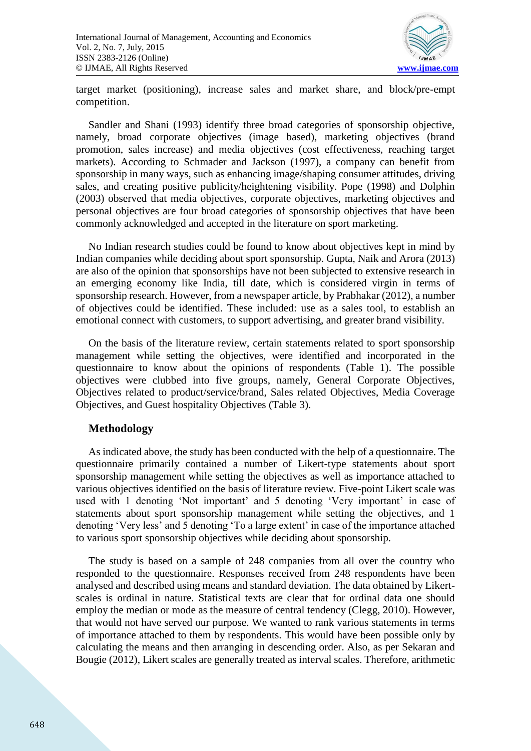target market (positioning), increase sales and market share, and block/pre-empt competition.

Sandler and Shani (1993) identify three broad categories of sponsorship objective, namely, broad corporate objectives (image based), marketing objectives (brand promotion, sales increase) and media objectives (cost effectiveness, reaching target markets). According to Schmader and Jackson (1997), a company can benefit from sponsorship in many ways, such as enhancing image/shaping consumer attitudes, driving sales, and creating positive publicity/heightening visibility. Pope (1998) and Dolphin (2003) observed that media objectives, corporate objectives, marketing objectives and personal objectives are four broad categories of sponsorship objectives that have been commonly acknowledged and accepted in the literature on sport marketing.

No Indian research studies could be found to know about objectives kept in mind by Indian companies while deciding about sport sponsorship. Gupta, Naik and Arora (2013) are also of the opinion that sponsorships have not been subjected to extensive research in an emerging economy like India, till date, which is considered virgin in terms of sponsorship research. However, from a newspaper article, by Prabhakar (2012), a number of objectives could be identified. These included: use as a sales tool, to establish an emotional connect with customers, to support advertising, and greater brand visibility.

On the basis of the literature review, certain statements related to sport sponsorship management while setting the objectives, were identified and incorporated in the questionnaire to know about the opinions of respondents (Table 1). The possible objectives were clubbed into five groups, namely, General Corporate Objectives, Objectives related to product/service/brand, Sales related Objectives, Media Coverage Objectives, and Guest hospitality Objectives (Table 3).

## Methodology

As indicated above, the study has been conducted with the help of a questionnaire. The questionnaire primarily contained a number of Likert-type statements about sport sponsorship management while setting the objectives as well as importance attached to various objectives identified on the basis of literature review. Five-point Likert scale was used with 1 denoting 'Not important' and 5 denoting 'Very important' in case of statements about sport sponsorship management while setting the objectives, and 1 denoting 'Very less' and 5 denoting 'To a large extent' in case of the importance attached to various sport sponsorship objectives while deciding about sponsorship.

The study is based on a sample of 248 companies from all over the country who responded to the questionnaire. Responses received from 248 respondents have been analysed and described using means and standard deviation. The data obtained by Likert-scales is ordinal in nature. Statistical texts are clear that for ordinal data one should employ the median or mode as the measure of central tendency (Clegg, 2010). However, that would not have served our purpose. We wanted to rank various statements in terms of importance attached to them by respondents. This would have been possible only by calculating the means and then arranging in descending order. Also, as per Sekaran and Bougie (2012), Likert scales are generally treated as interval scales. Therefore, arithmetic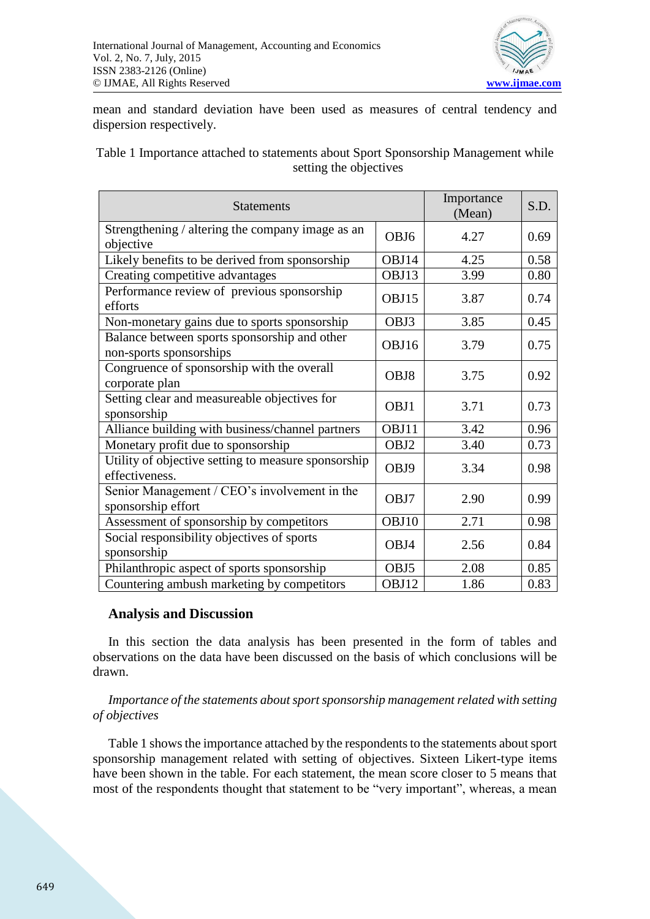mean and standard deviation have been used as measures of central tendency and dispersion respectively.

Table 1 Importance attached to statements about Sport Sponsorship Management while setting the objectives

| Statements | | Importance (Mean) | S.D. |
|---|---|---|---|
| Strengthening / altering the company image as an objective | OBJ6 | 4.27 | 0.69 |
| Likely benefits to be derived from sponsorship | OBJ14 | 4.25 | 0.58 |
| Creating competitive advantages | OBJ13 | 3.99 | 0.80 |
| Performance review of previous sponsorship efforts | OBJ15 | 3.87 | 0.74 |
| Non-monetary gains due to sports sponsorship | OBJ3 | 3.85 | 0.45 |
| Balance between sports sponsorship and other non-sports sponsorships | OBJ16 | 3.79 | 0.75 |
| Congruence of sponsorship with the overall corporate plan | OBJ8 | 3.75 | 0.92 |
| Setting clear and measureable objectives for sponsorship | OBJ1 | 3.71 | 0.73 |
| Alliance building with business/channel partners | OBJ11 | 3.42 | 0.96 |
| Monetary profit due to sponsorship | OBJ2 | 3.40 | 0.73 |
| Utility of objective setting to measure sponsorship effectiveness. | OBJ9 | 3.34 | 0.98 |
| Senior Management / CEO's involvement in the sponsorship effort | OBJ7 | 2.90 | 0.99 |
| Assessment of sponsorship by competitors | OBJ10 | 2.71 | 0.98 |
| Social responsibility objectives of sports sponsorship | OBJ4 | 2.56 | 0.84 |
| Philanthropic aspect of sports sponsorship | OBJ5 | 2.08 | 0.85 |
| Countering ambush marketing by competitors | OBJ12 | 1.86 | 0.83 |

## Analysis and Discussion

In this section the data analysis has been presented in the form of tables and observations on the data have been discussed on the basis of which conclusions will be drawn.

*Importance of the statements about sport sponsorship management related with setting of objectives*

Table 1 shows the importance attached by the respondents to the statements about sport sponsorship management related with setting of objectives. Sixteen Likert-type items have been shown in the table. For each statement, the mean score closer to 5 means that most of the respondents thought that statement to be "very important", whereas, a mean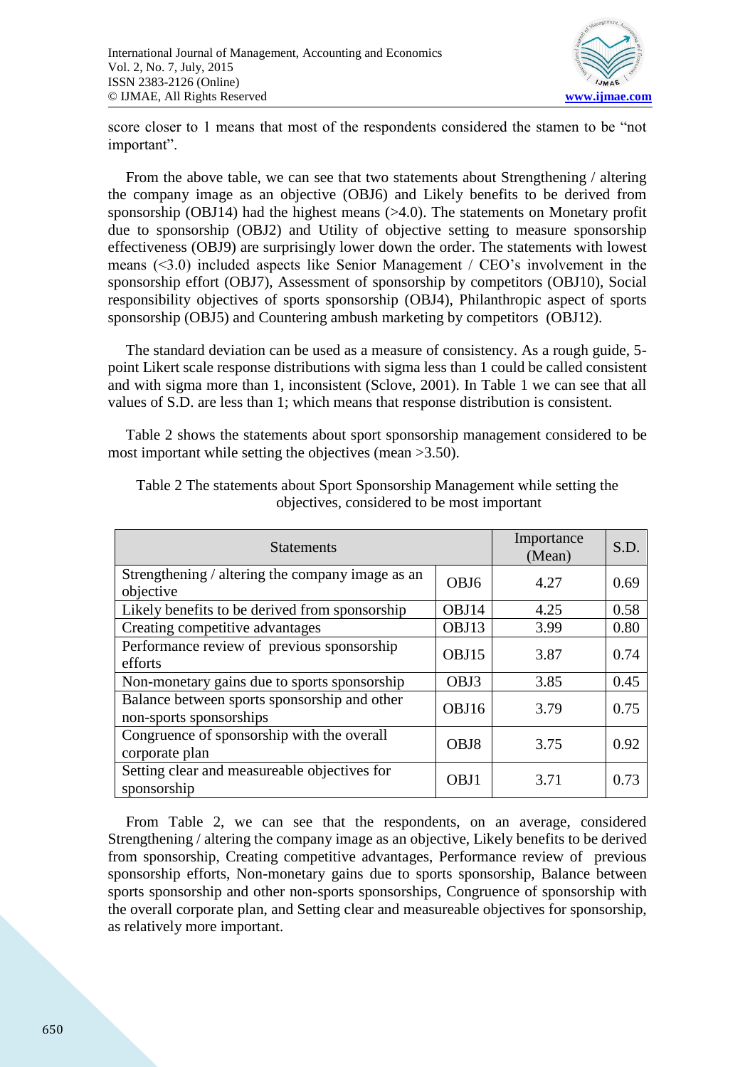score closer to 1 means that most of the respondents considered the stamen to be "not important".

From the above table, we can see that two statements about Strengthening / altering the company image as an objective (OBJ6) and Likely benefits to be derived from sponsorship (OBJ14) had the highest means (>4.0). The statements on Monetary profit due to sponsorship (OBJ2) and Utility of objective setting to measure sponsorship effectiveness (OBJ9) are surprisingly lower down the order. The statements with lowest means (<3.0) included aspects like Senior Management / CEO's involvement in the sponsorship effort (OBJ7), Assessment of sponsorship by competitors (OBJ10), Social responsibility objectives of sports sponsorship (OBJ4), Philanthropic aspect of sports sponsorship (OBJ5) and Countering ambush marketing by competitors (OBJ12).

The standard deviation can be used as a measure of consistency. As a rough guide, 5-point Likert scale response distributions with sigma less than 1 could be called consistent and with sigma more than 1, inconsistent (Sclove, 2001). In Table 1 we can see that all values of S.D. are less than 1; which means that response distribution is consistent.

Table 2 shows the statements about sport sponsorship management considered to be most important while setting the objectives (mean >3.50).

Table 2 The statements about Sport Sponsorship Management while setting the objectives, considered to be most important

| Statements | | Importance (Mean) | S.D. |
|---|---|---|---|
| Strengthening / altering the company image as an objective | OBJ6 | 4.27 | 0.69 |
| Likely benefits to be derived from sponsorship | OBJ14 | 4.25 | 0.58 |
| Creating competitive advantages | OBJ13 | 3.99 | 0.80 |
| Performance review of previous sponsorship efforts | OBJ15 | 3.87 | 0.74 |
| Non-monetary gains due to sports sponsorship | OBJ3 | 3.85 | 0.45 |
| Balance between sports sponsorship and other non-sports sponsorships | OBJ16 | 3.79 | 0.75 |
| Congruence of sponsorship with the overall corporate plan | OBJ8 | 3.75 | 0.92 |
| Setting clear and measureable objectives for sponsorship | OBJ1 | 3.71 | 0.73 |

From Table 2, we can see that the respondents, on an average, considered Strengthening / altering the company image as an objective, Likely benefits to be derived from sponsorship, Creating competitive advantages, Performance review of previous sponsorship efforts, Non-monetary gains due to sports sponsorship, Balance between sports sponsorship and other non-sports sponsorships, Congruence of sponsorship with the overall corporate plan, and Setting clear and measureable objectives for sponsorship, as relatively more important.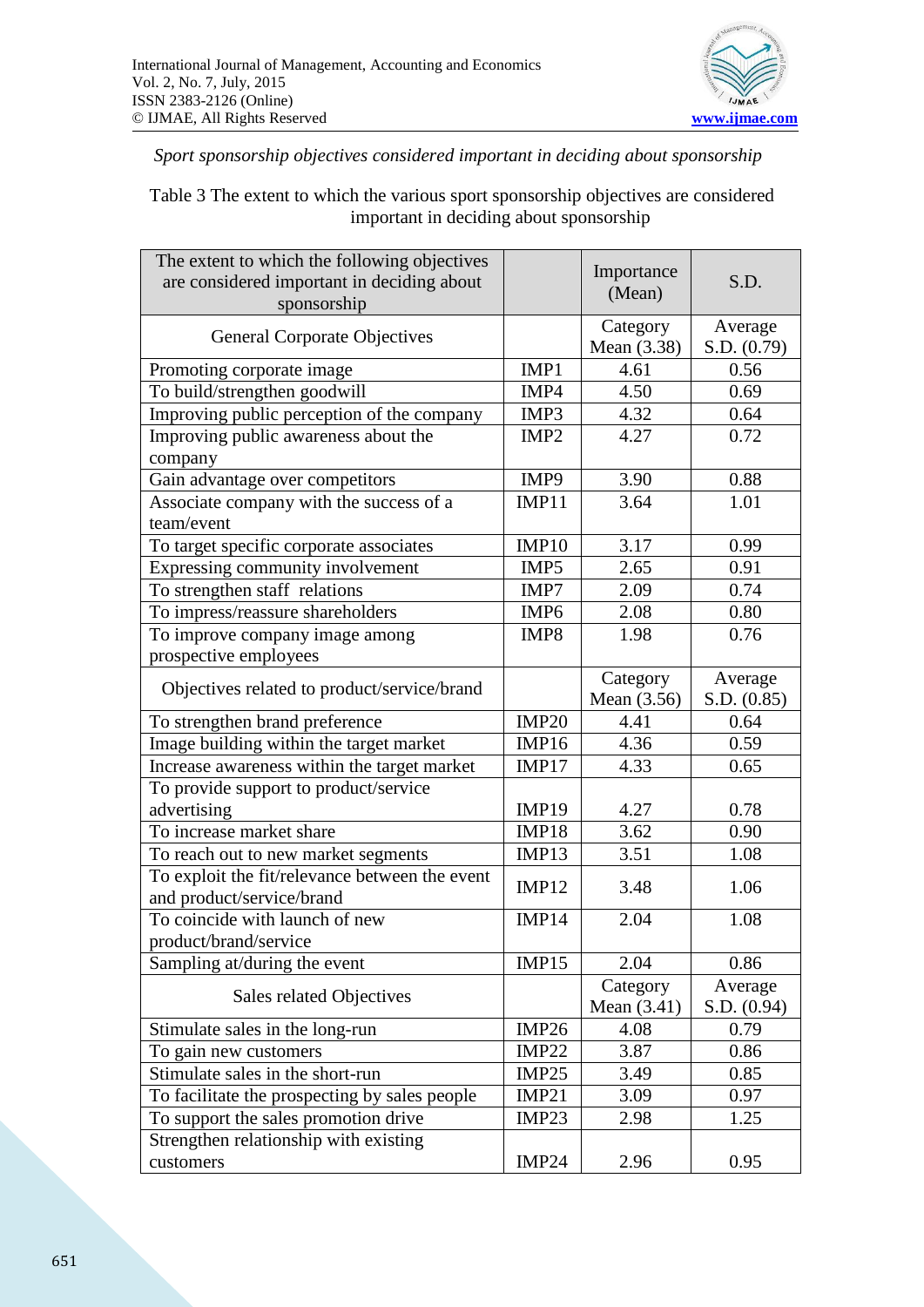*Sport sponsorship objectives considered important in deciding about sponsorship*

Table 3 The extent to which the various sport sponsorship objectives are considered important in deciding about sponsorship

| The extent to which the following objectives are considered important in deciding about sponsorship | | Importance (Mean) | S.D. |
|---|---|---|---|
| General Corporate Objectives | | Category Mean (3.38) | Average S.D. (0.79) |
| Promoting corporate image | IMP1 | 4.61 | 0.56 |
| To build/strengthen goodwill | IMP4 | 4.50 | 0.69 |
| Improving public perception of the company | IMP3 | 4.32 | 0.64 |
| Improving public awareness about the company | IMP2 | 4.27 | 0.72 |
| Gain advantage over competitors | IMP9 | 3.90 | 0.88 |
| Associate company with the success of a team/event | IMP11 | 3.64 | 1.01 |
| To target specific corporate associates | IMP10 | 3.17 | 0.99 |
| Expressing community involvement | IMP5 | 2.65 | 0.91 |
| To strengthen staff relations | IMP7 | 2.09 | 0.74 |
| To impress/reassure shareholders | IMP6 | 2.08 | 0.80 |
| To improve company image among prospective employees | IMP8 | 1.98 | 0.76 |
| Objectives related to product/service/brand | | Category Mean (3.56) | Average S.D. (0.85) |
| To strengthen brand preference | IMP20 | 4.41 | 0.64 |
| Image building within the target market | IMP16 | 4.36 | 0.59 |
| Increase awareness within the target market | IMP17 | 4.33 | 0.65 |
| To provide support to product/service advertising | IMP19 | 4.27 | 0.78 |
| To increase market share | IMP18 | 3.62 | 0.90 |
| To reach out to new market segments | IMP13 | 3.51 | 1.08 |
| To exploit the fit/relevance between the event and product/service/brand | IMP12 | 3.48 | 1.06 |
| To coincide with launch of new product/brand/service | IMP14 | 2.04 | 1.08 |
| Sampling at/during the event | IMP15 | 2.04 | 0.86 |
| Sales related Objectives | | Category Mean (3.41) | Average S.D. (0.94) |
| Stimulate sales in the long-run | IMP26 | 4.08 | 0.79 |
| To gain new customers | IMP22 | 3.87 | 0.86 |
| Stimulate sales in the short-run | IMP25 | 3.49 | 0.85 |
| To facilitate the prospecting by sales people | IMP21 | 3.09 | 0.97 |
| To support the sales promotion drive | IMP23 | 2.98 | 1.25 |
| Strengthen relationship with existing customers | IMP24 | 2.96 | 0.95 |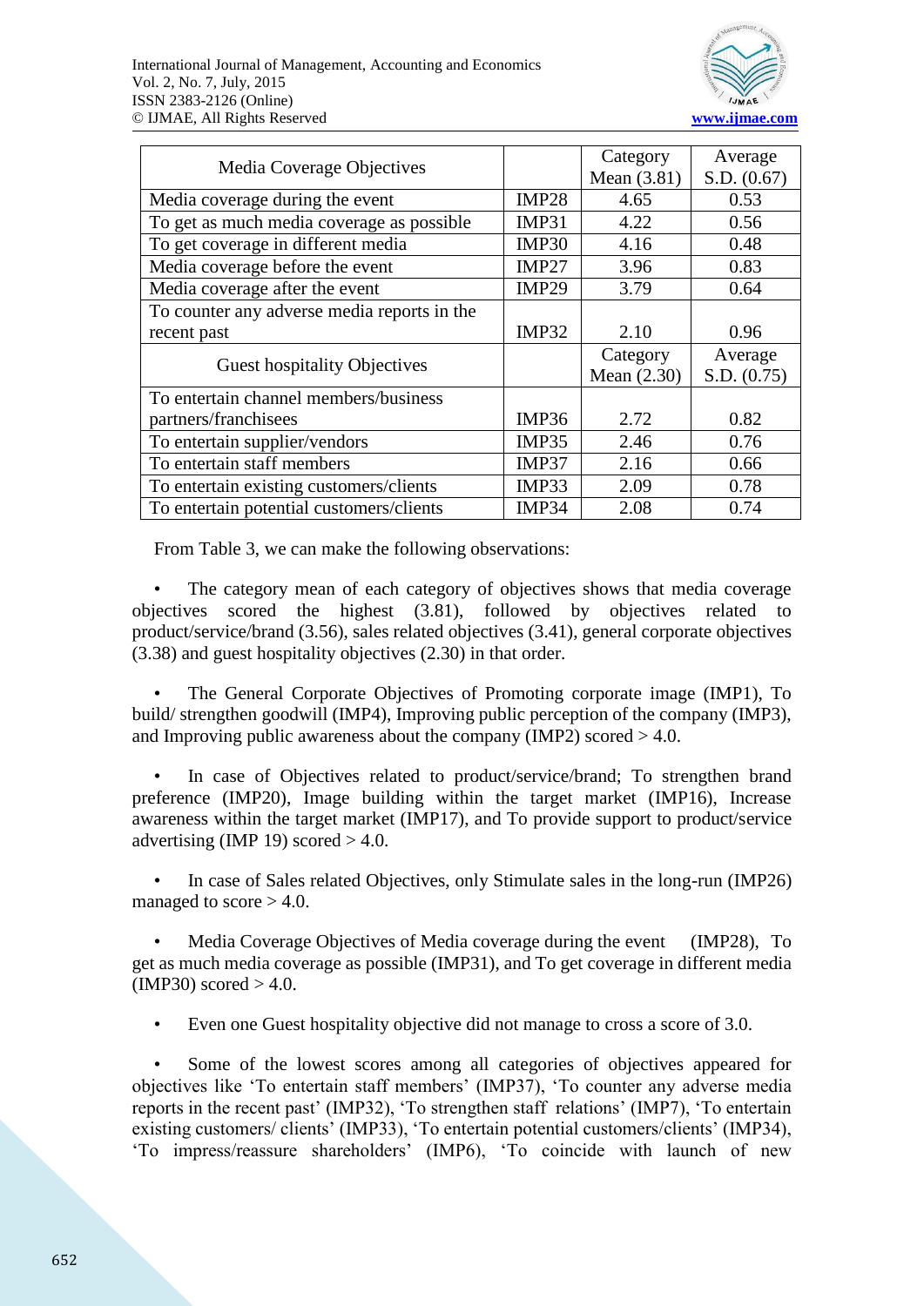| Media Coverage Objectives | | Category Mean (3.81) | Average S.D. (0.67) |
|---|---|---|---|
| Media coverage during the event | IMP28 | 4.65 | 0.53 |
| To get as much media coverage as possible | IMP31 | 4.22 | 0.56 |
| To get coverage in different media | IMP30 | 4.16 | 0.48 |
| Media coverage before the event | IMP27 | 3.96 | 0.83 |
| Media coverage after the event | IMP29 | 3.79 | 0.64 |
| To counter any adverse media reports in the recent past | IMP32 | 2.10 | 0.96 |
| Guest hospitality Objectives | | Category Mean (2.30) | Average S.D. (0.75) |
| To entertain channel members/business partners/franchisees | IMP36 | 2.72 | 0.82 |
| To entertain supplier/vendors | IMP35 | 2.46 | 0.76 |
| To entertain staff members | IMP37 | 2.16 | 0.66 |
| To entertain existing customers/clients | IMP33 | 2.09 | 0.78 |
| To entertain potential customers/clients | IMP34 | 2.08 | 0.74 |

From Table 3, we can make the following observations:

- The category mean of each category of objectives shows that media coverage objectives scored the highest (3.81), followed by objectives related to product/service/brand (3.56), sales related objectives (3.41), general corporate objectives (3.38) and guest hospitality objectives (2.30) in that order.

- The General Corporate Objectives of Promoting corporate image (IMP1), To build/ strengthen goodwill (IMP4), Improving public perception of the company (IMP3), and Improving public awareness about the company (IMP2) scored > 4.0.

- In case of Objectives related to product/service/brand; To strengthen brand preference (IMP20), Image building within the target market (IMP16), Increase awareness within the target market (IMP17), and To provide support to product/service advertising (IMP 19) scored > 4.0.

- In case of Sales related Objectives, only Stimulate sales in the long-run (IMP26) managed to score > 4.0.

- Media Coverage Objectives of Media coverage during the event (IMP28), To get as much media coverage as possible (IMP31), and To get coverage in different media (IMP30) scored > 4.0.

- Even one Guest hospitality objective did not manage to cross a score of 3.0.

- Some of the lowest scores among all categories of objectives appeared for objectives like 'To entertain staff members' (IMP37), 'To counter any adverse media reports in the recent past' (IMP32), 'To strengthen staff relations' (IMP7), 'To entertain existing customers/ clients' (IMP33), 'To entertain potential customers/clients' (IMP34), 'To impress/reassure shareholders' (IMP6), 'To coincide with launch of new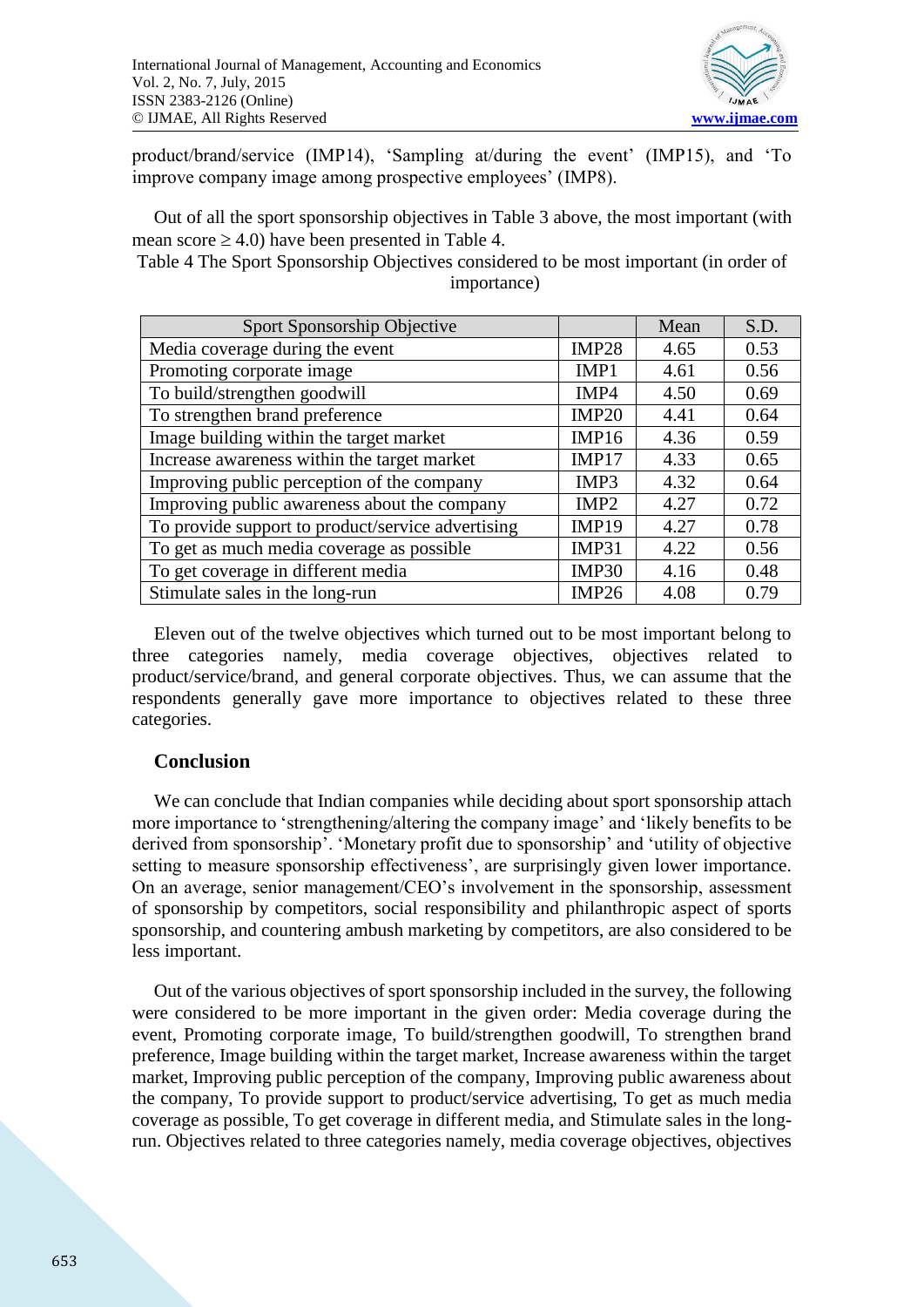product/brand/service (IMP14), 'Sampling at/during the event' (IMP15), and 'To improve company image among prospective employees' (IMP8).

Out of all the sport sponsorship objectives in Table 3 above, the most important (with mean score ≥ 4.0) have been presented in Table 4.

Table 4 The Sport Sponsorship Objectives considered to be most important (in order of importance)

| Sport Sponsorship Objective | | Mean | S.D. |
|---|---|---|---|
| Media coverage during the event | IMP28 | 4.65 | 0.53 |
| Promoting corporate image | IMP1 | 4.61 | 0.56 |
| To build/strengthen goodwill | IMP4 | 4.50 | 0.69 |
| To strengthen brand preference | IMP20 | 4.41 | 0.64 |
| Image building within the target market | IMP16 | 4.36 | 0.59 |
| Increase awareness within the target market | IMP17 | 4.33 | 0.65 |
| Improving public perception of the company | IMP3 | 4.32 | 0.64 |
| Improving public awareness about the company | IMP2 | 4.27 | 0.72 |
| To provide support to product/service advertising | IMP19 | 4.27 | 0.78 |
| To get as much media coverage as possible | IMP31 | 4.22 | 0.56 |
| To get coverage in different media | IMP30 | 4.16 | 0.48 |
| Stimulate sales in the long-run | IMP26 | 4.08 | 0.79 |

Eleven out of the twelve objectives which turned out to be most important belong to three categories namely, media coverage objectives, objectives related to product/service/brand, and general corporate objectives. Thus, we can assume that the respondents generally gave more importance to objectives related to these three categories.

## Conclusion

We can conclude that Indian companies while deciding about sport sponsorship attach more importance to 'strengthening/altering the company image' and 'likely benefits to be derived from sponsorship'. 'Monetary profit due to sponsorship' and 'utility of objective setting to measure sponsorship effectiveness', are surprisingly given lower importance. On an average, senior management/CEO's involvement in the sponsorship, assessment of sponsorship by competitors, social responsibility and philanthropic aspect of sports sponsorship, and countering ambush marketing by competitors, are also considered to be less important.

Out of the various objectives of sport sponsorship included in the survey, the following were considered to be more important in the given order: Media coverage during the event, Promoting corporate image, To build/strengthen goodwill, To strengthen brand preference, Image building within the target market, Increase awareness within the target market, Improving public perception of the company, Improving public awareness about the company, To provide support to product/service advertising, To get as much media coverage as possible, To get coverage in different media, and Stimulate sales in the long-run. Objectives related to three categories namely, media coverage objectives, objectives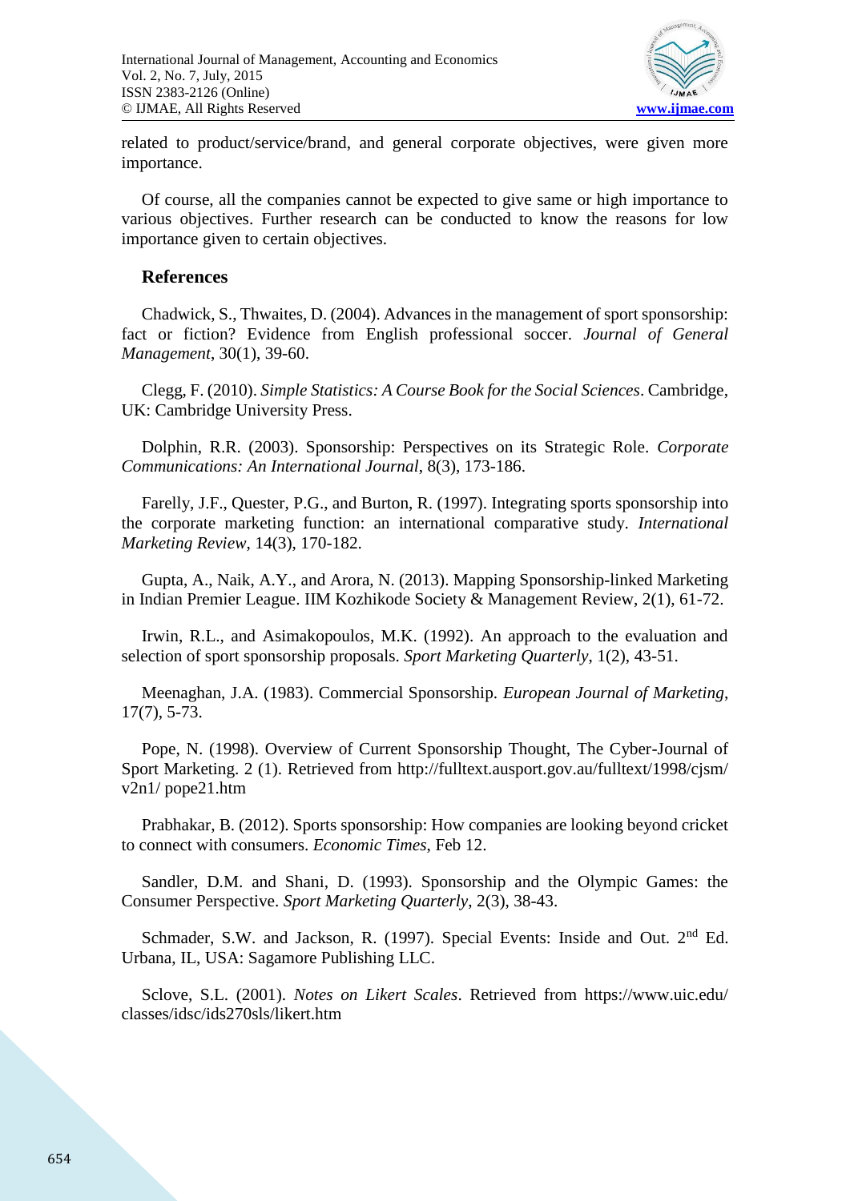related to product/service/brand, and general corporate objectives, were given more importance.

Of course, all the companies cannot be expected to give same or high importance to various objectives. Further research can be conducted to know the reasons for low importance given to certain objectives.

## References

Chadwick, S., Thwaites, D. (2004). Advances in the management of sport sponsorship: fact or fiction? Evidence from English professional soccer. *Journal of General Management*, 30(1), 39-60.

Clegg, F. (2010). *Simple Statistics: A Course Book for the Social Sciences*. Cambridge, UK: Cambridge University Press.

Dolphin, R.R. (2003). Sponsorship: Perspectives on its Strategic Role. *Corporate Communications: An International Journal*, 8(3), 173-186.

Farelly, J.F., Quester, P.G., and Burton, R. (1997). Integrating sports sponsorship into the corporate marketing function: an international comparative study. *International Marketing Review*, 14(3), 170-182.

Gupta, A., Naik, A.Y., and Arora, N. (2013). Mapping Sponsorship-linked Marketing in Indian Premier League. IIM Kozhikode Society & Management Review, 2(1), 61-72.

Irwin, R.L., and Asimakopoulos, M.K. (1992). An approach to the evaluation and selection of sport sponsorship proposals. *Sport Marketing Quarterly*, 1(2), 43-51.

Meenaghan, J.A. (1983). Commercial Sponsorship. *European Journal of Marketing*, 17(7), 5-73.

Pope, N. (1998). Overview of Current Sponsorship Thought, The Cyber-Journal of Sport Marketing. 2 (1). Retrieved from http://fulltext.ausport.gov.au/fulltext/1998/cjsm/v2n1/ pope21.htm

Prabhakar, B. (2012). Sports sponsorship: How companies are looking beyond cricket to connect with consumers. *Economic Times*, Feb 12.

Sandler, D.M. and Shani, D. (1993). Sponsorship and the Olympic Games: the Consumer Perspective. *Sport Marketing Quarterly*, 2(3), 38-43.

Schmader, S.W. and Jackson, R. (1997). Special Events: Inside and Out. 2nd Ed. Urbana, IL, USA: Sagamore Publishing LLC.

Sclove, S.L. (2001). *Notes on Likert Scales*. Retrieved from https://www.uic.edu/ classes/idsc/ids270sls/likert.htm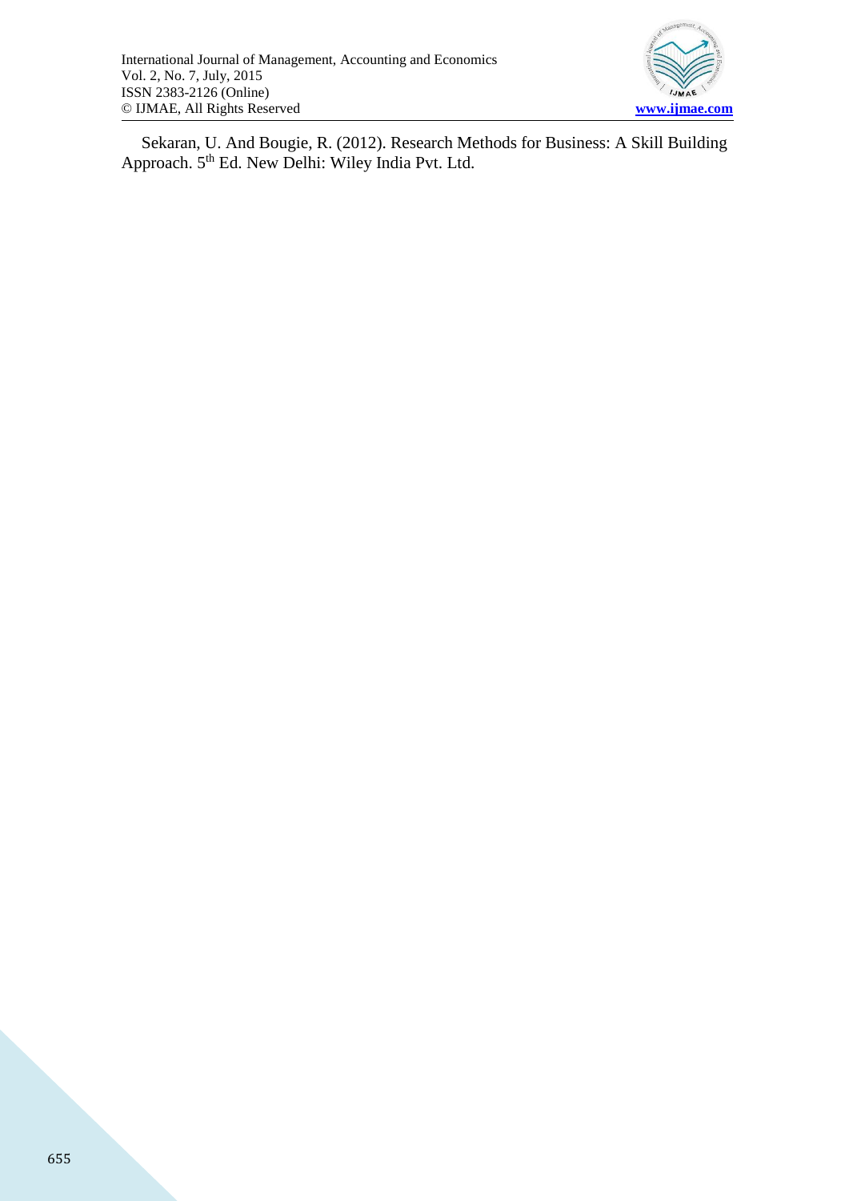Sekaran, U. And Bougie, R. (2012). Research Methods for Business: A Skill Building Approach. 5th Ed. New Delhi: Wiley India Pvt. Ltd.